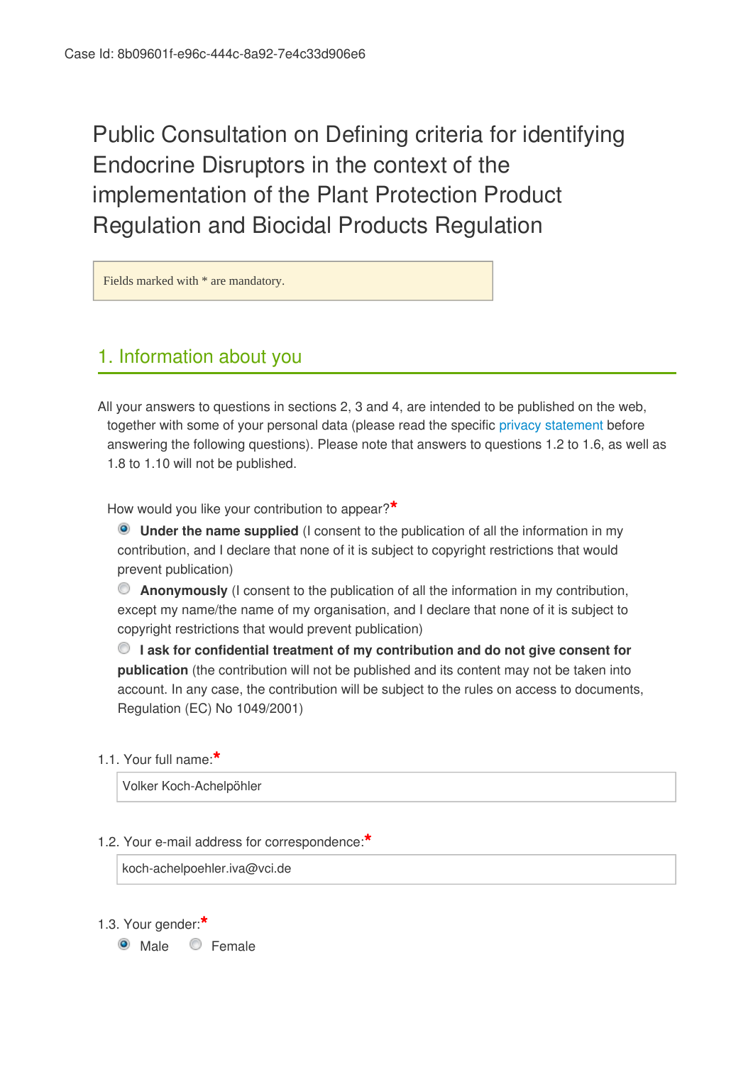Case Id: 8b09601f-e96c-444c-8a92-7e4c33d906e6

# Public Consultation on Defining criteria for identifying Endocrine Disruptors in the context of the implementation of the Plant Protection Product Regulation and Biocidal Products Regulation

Fields marked with * are mandatory.

## 1. Information about you

All your answers to questions in sections 2, 3 and 4, are intended to be published on the web, together with some of your personal data (please read the specific privacy statement before answering the following questions). Please note that answers to questions 1.2 to 1.6, as well as 1.8 to 1.10 will not be published.

How would you like your contribution to appear?*

- (x) **Under the name supplied** (I consent to the publication of all the information in my contribution, and I declare that none of it is subject to copyright restrictions that would prevent publication)
- ( ) **Anonymously** (I consent to the publication of all the information in my contribution, except my name/the name of my organisation, and I declare that none of it is subject to copyright restrictions that would prevent publication)
- ( ) **I ask for confidential treatment of my contribution and do not give consent for publication** (the contribution will not be published and its content may not be taken into account. In any case, the contribution will be subject to the rules on access to documents, Regulation (EC) No 1049/2001)

1.1. Your full name:*

Volker Koch-Achelpöhler

1.2. Your e-mail address for correspondence:*

koch-achelpoehler.iva@vci.de

1.3. Your gender:*

- (x) Male
- ( ) Female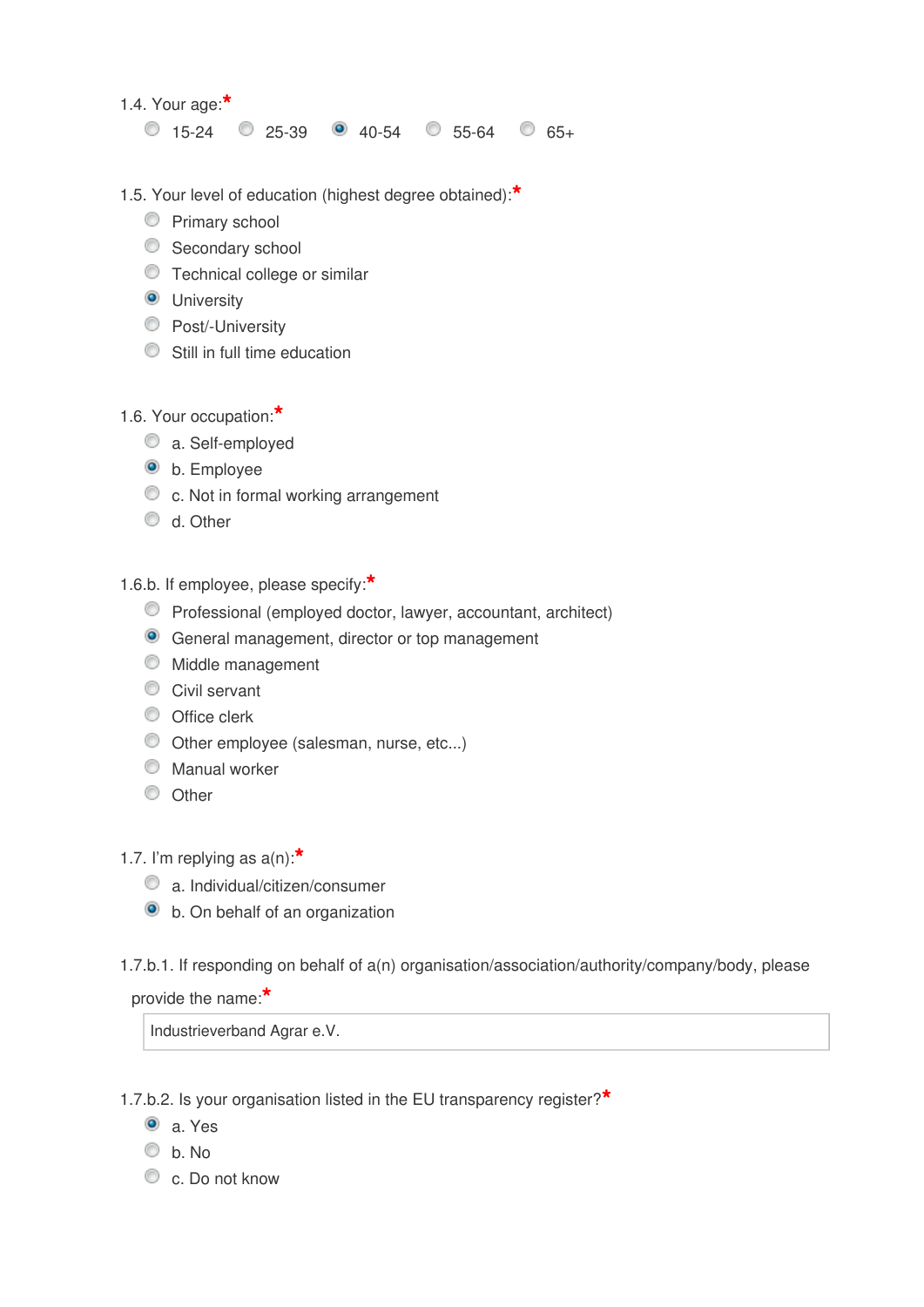1.4. Your age:*

- ( ) 15-24
- ( ) 25-39
- (•) 40-54
- ( ) 55-64
- ( ) 65+

1.5. Your level of education (highest degree obtained):*

- ( ) Primary school
- ( ) Secondary school
- ( ) Technical college or similar
- (•) University
- ( ) Post/-University
- ( ) Still in full time education

1.6. Your occupation:*

- ( ) a. Self-employed
- (•) b. Employee
- ( ) c. Not in formal working arrangement
- ( ) d. Other

1.6.b. If employee, please specify:*

- ( ) Professional (employed doctor, lawyer, accountant, architect)
- (•) General management, director or top management
- ( ) Middle management
- ( ) Civil servant
- ( ) Office clerk
- ( ) Other employee (salesman, nurse, etc...)
- ( ) Manual worker
- ( ) Other

1.7. I'm replying as a(n):*

- ( ) a. Individual/citizen/consumer
- (•) b. On behalf of an organization

1.7.b.1. If responding on behalf of a(n) organisation/association/authority/company/body, please provide the name:*

Industrieverband Agrar e.V.

1.7.b.2. Is your organisation listed in the EU transparency register?*

- (•) a. Yes
- ( ) b. No
- ( ) c. Do not know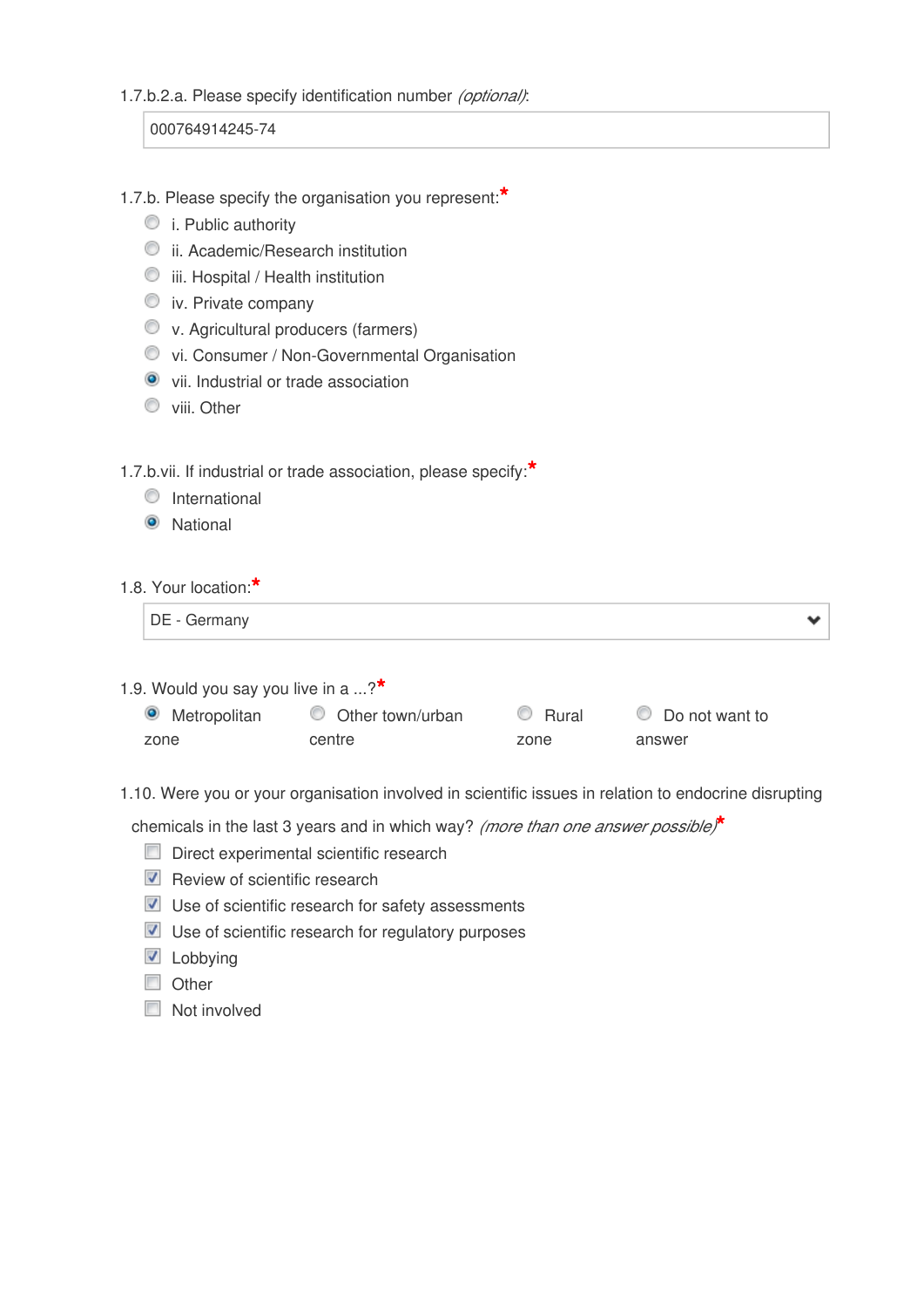1.7.b.2.a. Please specify identification number *(optional)*:

000764914245-74

1.7.b. Please specify the organisation you represent:*

- ○ i. Public authority
- ○ ii. Academic/Research institution
- ○ iii. Hospital / Health institution
- ○ iv. Private company
- ○ v. Agricultural producers (farmers)
- ○ vi. Consumer / Non-Governmental Organisation
- ◉ vii. Industrial or trade association
- ○ viii. Other

1.7.b.vii. If industrial or trade association, please specify:*

- ○ International
- ◉ National

1.8. Your location:*

DE - Germany

1.9. Would you say you live in a ...?*

- ◉ Metropolitan zone
- ○ Other town/urban centre
- ○ Rural zone
- ○ Do not want to answer

1.10. Were you or your organisation involved in scientific issues in relation to endocrine disrupting chemicals in the last 3 years and in which way? *(more than one answer possible)**

- [ ] Direct experimental scientific research
- [x] Review of scientific research
- [x] Use of scientific research for safety assessments
- [x] Use of scientific research for regulatory purposes
- [x] Lobbying
- [ ] Other
- [ ] Not involved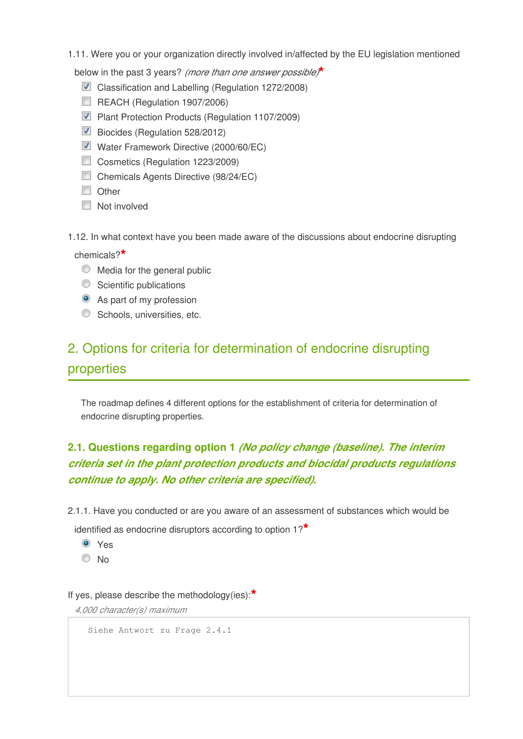1.11. Were you or your organization directly involved in/affected by the EU legislation mentioned below in the past 3 years? *(more than one answer possible)**

- [x] Classification and Labelling (Regulation 1272/2008)
- [ ] REACH (Regulation 1907/2006)
- [x] Plant Protection Products (Regulation 1107/2009)
- [x] Biocides (Regulation 528/2012)
- [x] Water Framework Directive (2000/60/EC)
- [ ] Cosmetics (Regulation 1223/2009)
- [ ] Chemicals Agents Directive (98/24/EC)
- [ ] Other
- [ ] Not involved

1.12. In what context have you been made aware of the discussions about endocrine disrupting chemicals?*

- ○ Media for the general public
- ○ Scientific publications
- ◉ As part of my profession
- ○ Schools, universities, etc.

## 2. Options for criteria for determination of endocrine disrupting properties

The roadmap defines 4 different options for the establishment of criteria for determination of endocrine disrupting properties.

### 2.1. Questions regarding option 1 *(No policy change (baseline). The interim criteria set in the plant protection products and biocidal products regulations continue to apply. No other criteria are specified).*

2.1.1. Have you conducted or are you aware of an assessment of substances which would be identified as endocrine disruptors according to option 1?*

- ◉ Yes
- ○ No

If yes, please describe the methodology(ies):*

*4,000 character(s) maximum*

Siehe Antwort zu Frage 2.4.1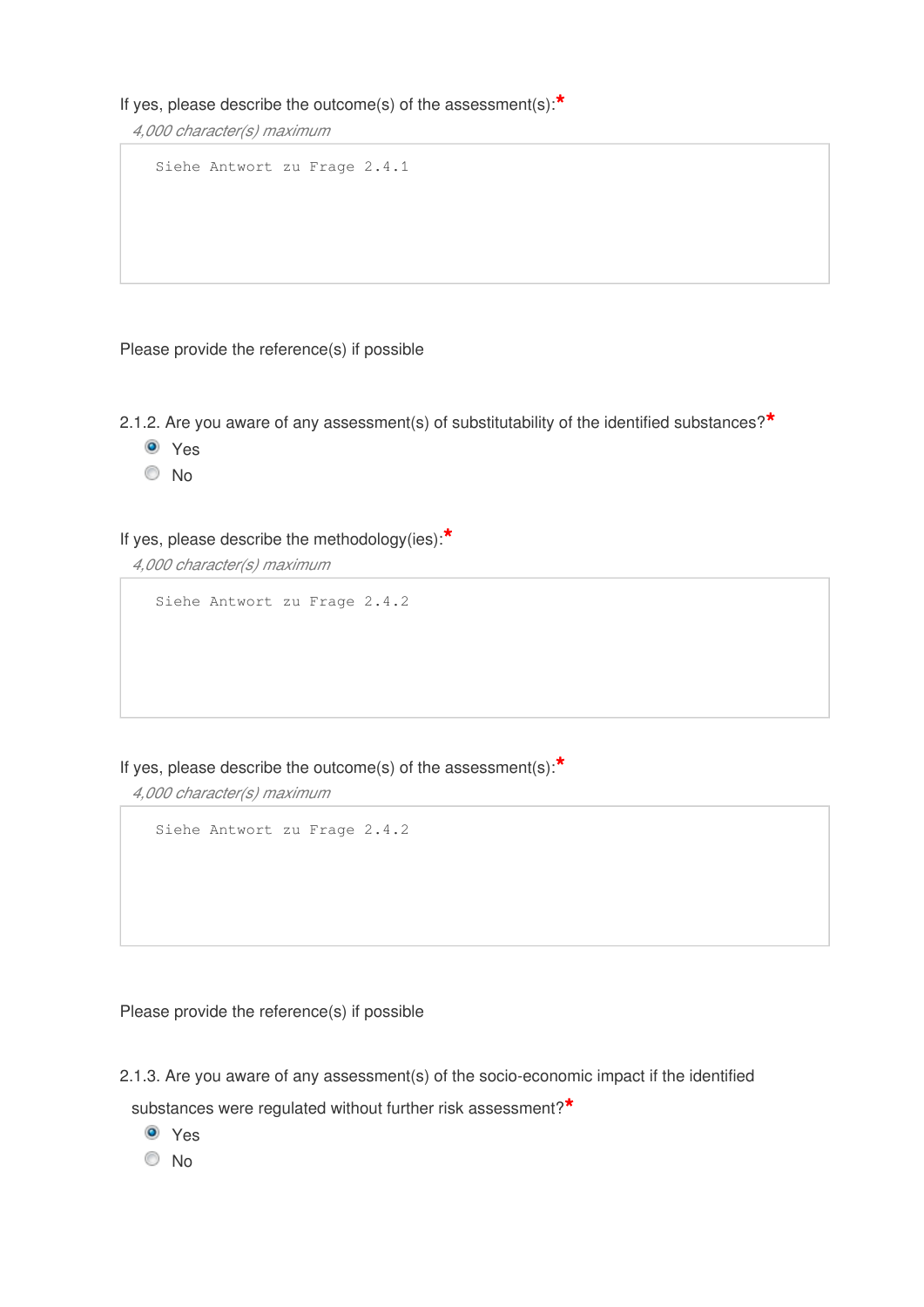If yes, please describe the outcome(s) of the assessment(s):*

*4,000 character(s) maximum*

```
Siehe Antwort zu Frage 2.4.1
```

Please provide the reference(s) if possible

2.1.2. Are you aware of any assessment(s) of substitutability of the identified substances?*

- (x) Yes
- ( ) No

If yes, please describe the methodology(ies):*

*4,000 character(s) maximum*

```
Siehe Antwort zu Frage 2.4.2
```

If yes, please describe the outcome(s) of the assessment(s):*

*4,000 character(s) maximum*

```
Siehe Antwort zu Frage 2.4.2
```

Please provide the reference(s) if possible

2.1.3. Are you aware of any assessment(s) of the socio-economic impact if the identified substances were regulated without further risk assessment?*

- (x) Yes
- ( ) No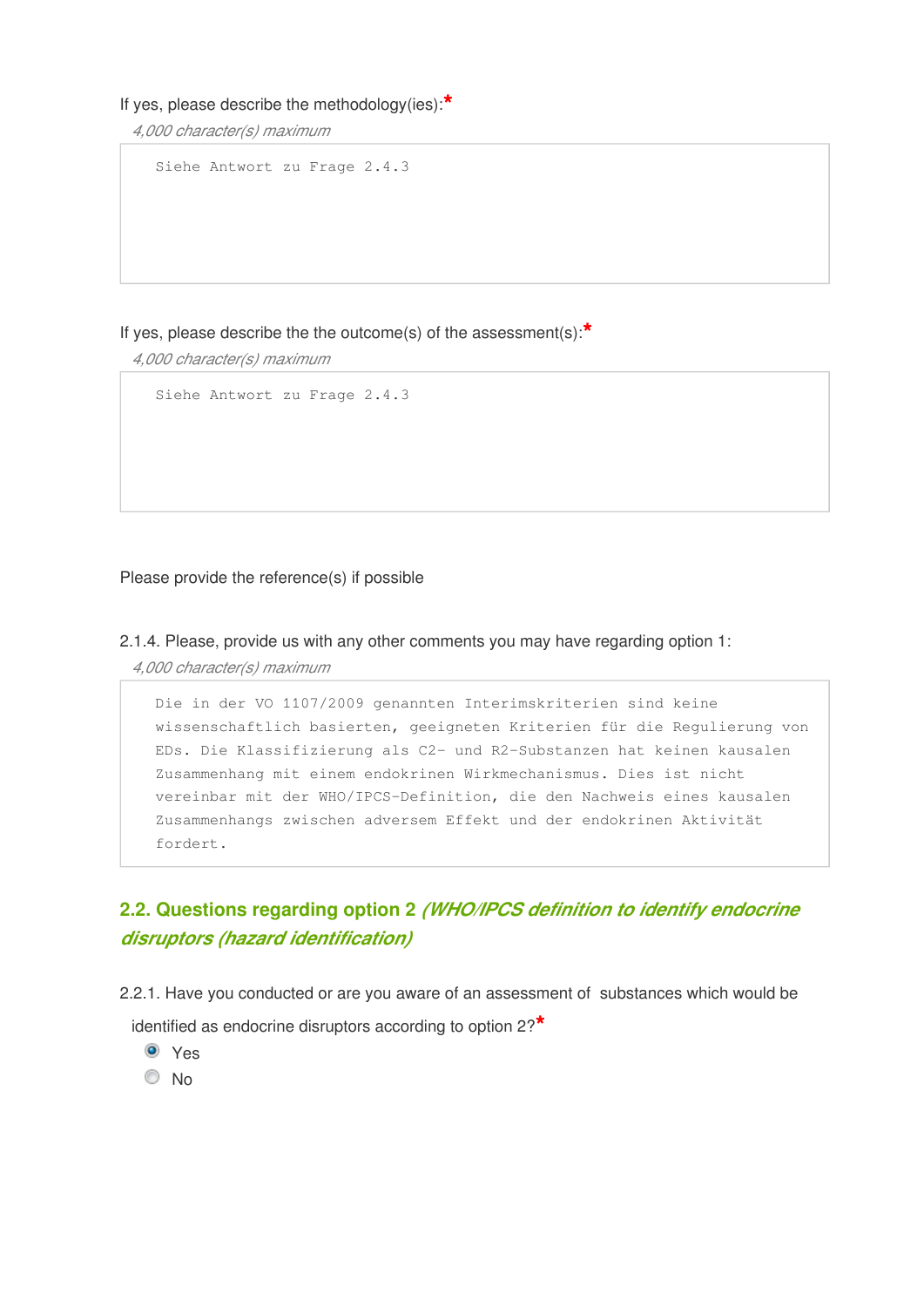If yes, please describe the methodology(ies):*

*4,000 character(s) maximum*

```
Siehe Antwort zu Frage 2.4.3
```

If yes, please describe the the outcome(s) of the assessment(s):*

*4,000 character(s) maximum*

```
Siehe Antwort zu Frage 2.4.3
```

Please provide the reference(s) if possible

2.1.4. Please, provide us with any other comments you may have regarding option 1:

*4,000 character(s) maximum*

```
Die in der VO 1107/2009 genannten Interimskriterien sind keine
wissenschaftlich basierten, geeigneten Kriterien für die Regulierung von
EDs. Die Klassifizierung als C2- und R2-Substanzen hat keinen kausalen
Zusammenhang mit einem endokrinen Wirkmechanismus. Dies ist nicht
vereinbar mit der WHO/IPCS-Definition, die den Nachweis eines kausalen
Zusammenhangs zwischen adversem Effekt und der endokrinen Aktivität
fordert.
```

## 2.2. Questions regarding option 2 *(WHO/IPCS definition to identify endocrine disruptors (hazard identification)*

2.2.1. Have you conducted or are you aware of an assessment of substances which would be identified as endocrine disruptors according to option 2?*

- (x) Yes
- ( ) No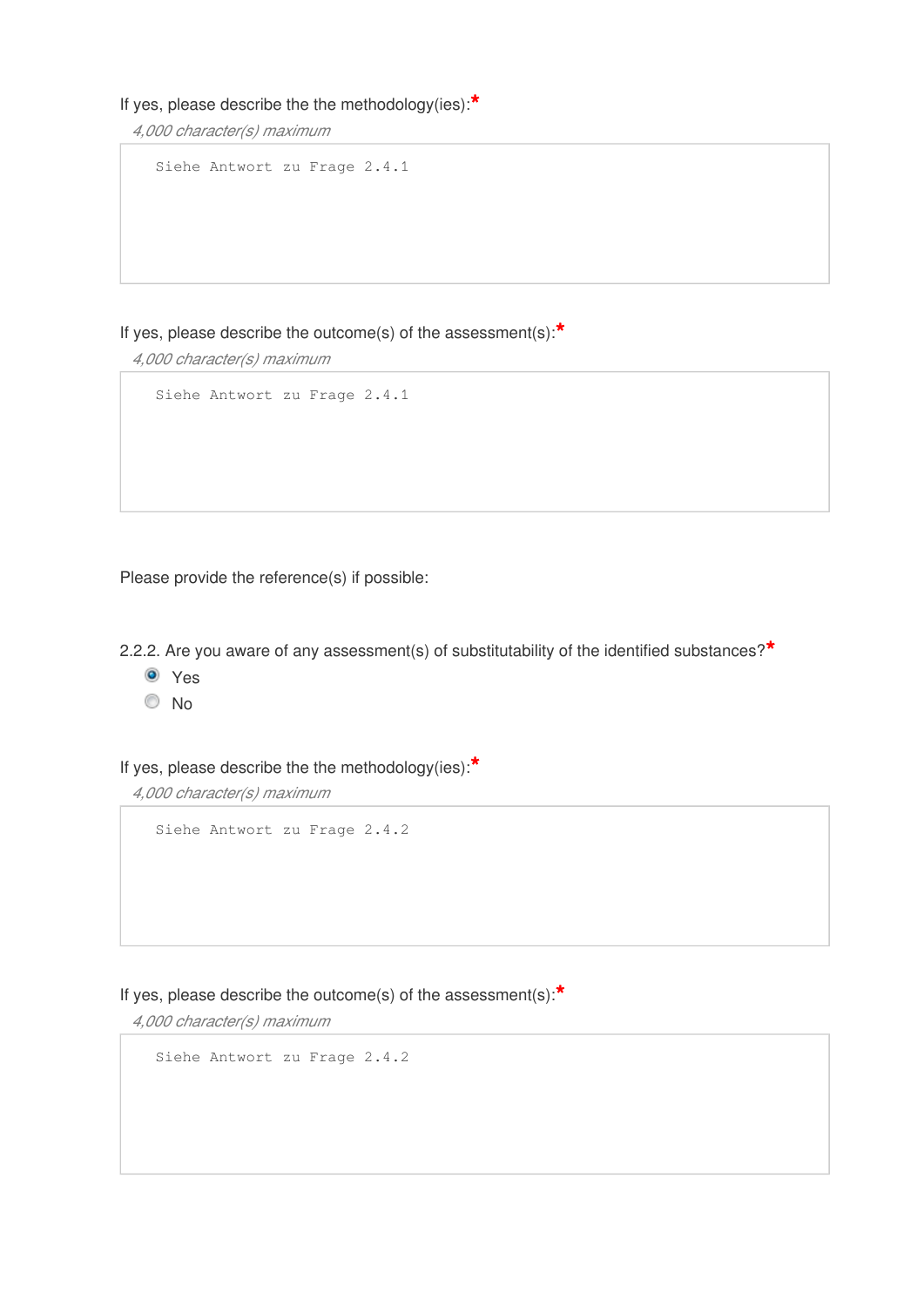If yes, please describe the the methodology(ies):*

*4,000 character(s) maximum*

```
Siehe Antwort zu Frage 2.4.1
```

If yes, please describe the outcome(s) of the assessment(s):*

*4,000 character(s) maximum*

```
Siehe Antwort zu Frage 2.4.1
```

Please provide the reference(s) if possible:

2.2.2. Are you aware of any assessment(s) of substitutability of the identified substances?*

- (•) Yes
- ( ) No

If yes, please describe the the methodology(ies):*

*4,000 character(s) maximum*

```
Siehe Antwort zu Frage 2.4.2
```

If yes, please describe the outcome(s) of the assessment(s):*

*4,000 character(s) maximum*

```
Siehe Antwort zu Frage 2.4.2
```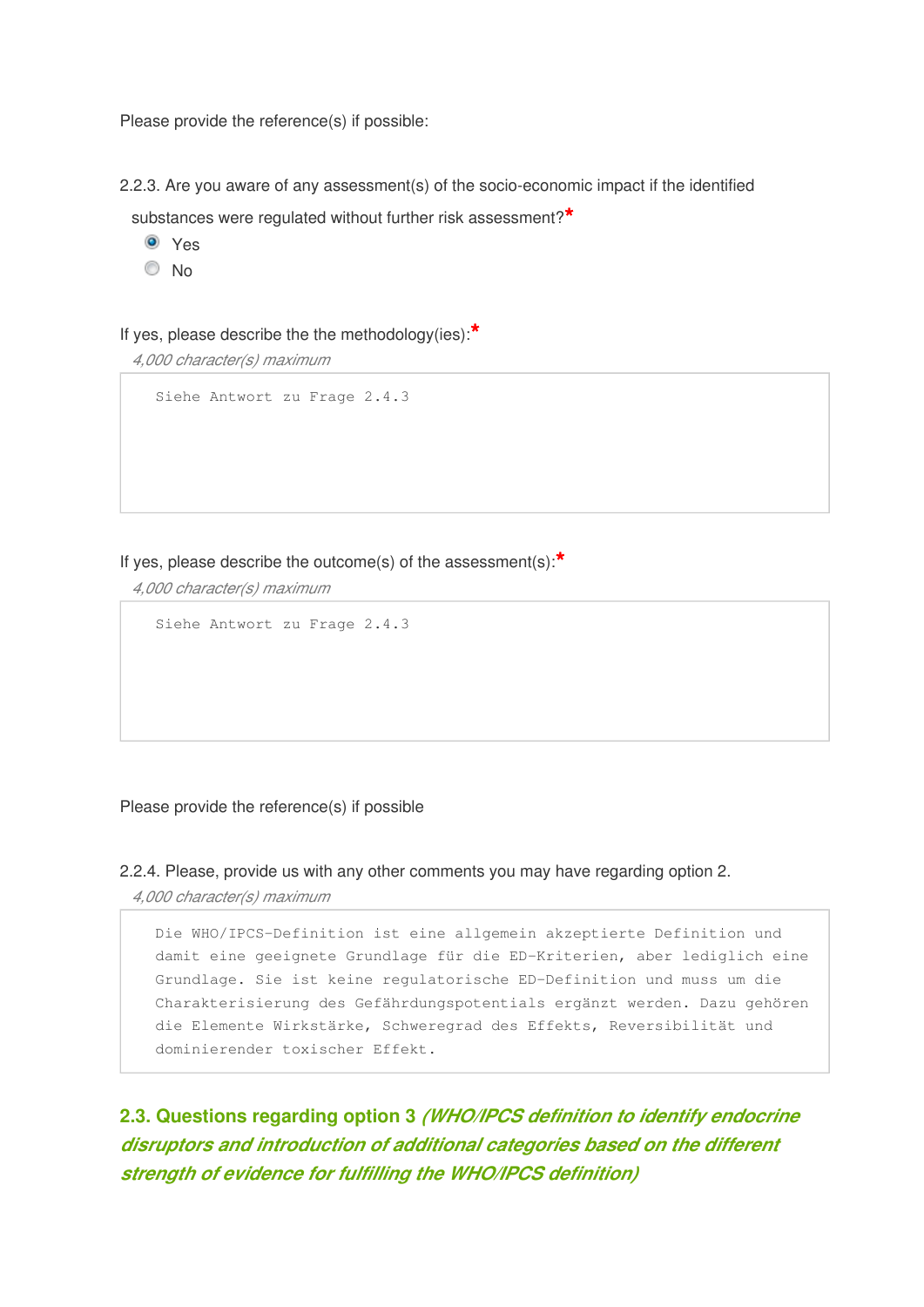Please provide the reference(s) if possible:

2.2.3. Are you aware of any assessment(s) of the socio-economic impact if the identified substances were regulated without further risk assessment?*

- (selected) Yes
- No

If yes, please describe the the methodology(ies):*

*4,000 character(s) maximum*

Siehe Antwort zu Frage 2.4.3

If yes, please describe the outcome(s) of the assessment(s):*

*4,000 character(s) maximum*

Siehe Antwort zu Frage 2.4.3

Please provide the reference(s) if possible

2.2.4. Please, provide us with any other comments you may have regarding option 2.

*4,000 character(s) maximum*

Die WHO/IPCS-Definition ist eine allgemein akzeptierte Definition und damit eine geeignete Grundlage für die ED-Kriterien, aber lediglich eine Grundlage. Sie ist keine regulatorische ED-Definition und muss um die Charakterisierung des Gefährdungspotentials ergänzt werden. Dazu gehören die Elemente Wirkstärke, Schweregrad des Effekts, Reversibilität und dominierender toxischer Effekt.

### 2.3. Questions regarding option 3 *(WHO/IPCS definition to identify endocrine disruptors and introduction of additional categories based on the different strength of evidence for fulfilling the WHO/IPCS definition)*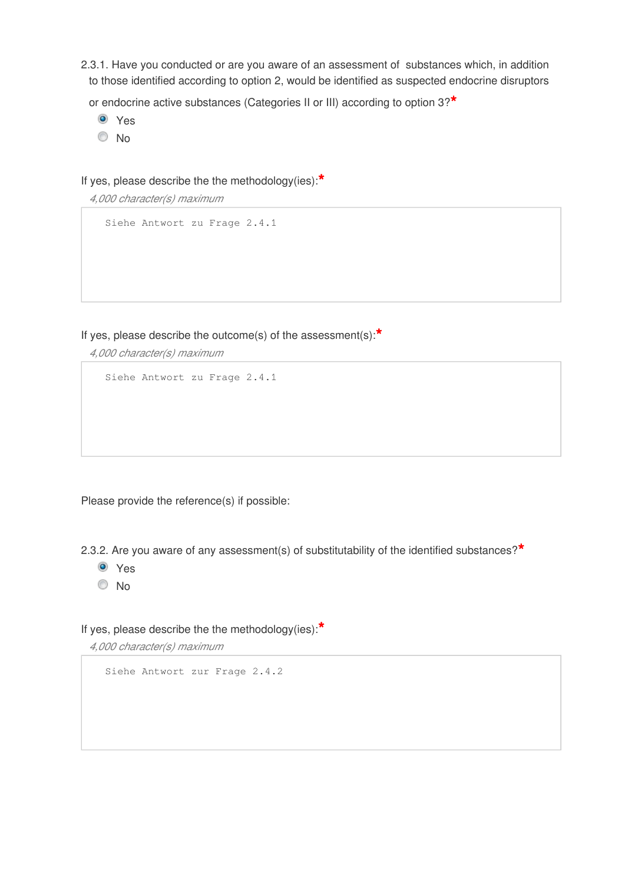2.3.1. Have you conducted or are you aware of an assessment of substances which, in addition to those identified according to option 2, would be identified as suspected endocrine disruptors or endocrine active substances (Categories II or III) according to option 3?*

- (x) Yes
- ( ) No

If yes, please describe the the methodology(ies):*

*4,000 character(s) maximum*

```
Siehe Antwort zu Frage 2.4.1
```

If yes, please describe the outcome(s) of the assessment(s):*

*4,000 character(s) maximum*

```
Siehe Antwort zu Frage 2.4.1
```

Please provide the reference(s) if possible:

2.3.2. Are you aware of any assessment(s) of substitutability of the identified substances?*

- (x) Yes
- ( ) No

If yes, please describe the the methodology(ies):*

*4,000 character(s) maximum*

```
Siehe Antwort zur Frage 2.4.2
```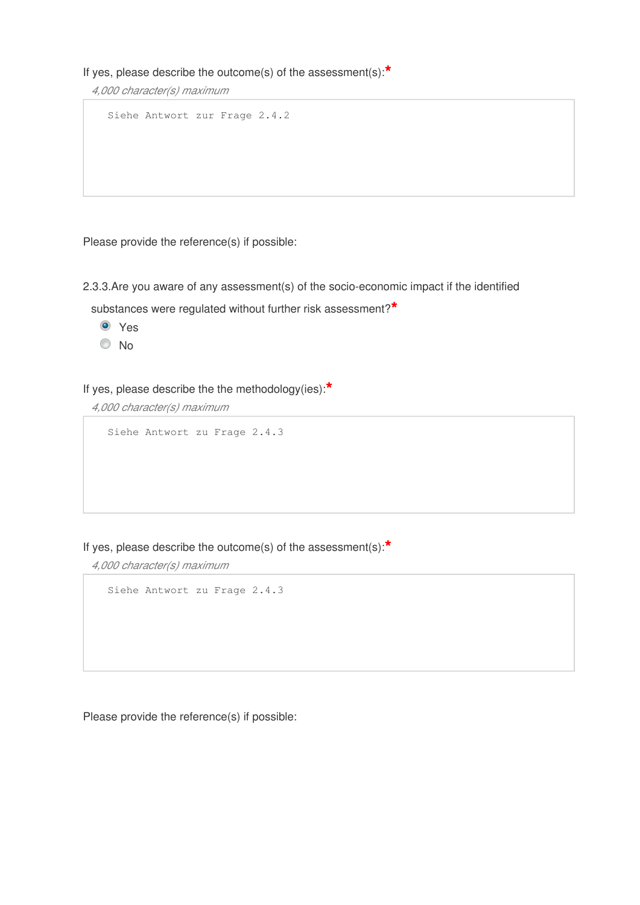If yes, please describe the outcome(s) of the assessment(s):*

*4,000 character(s) maximum*

```
Siehe Antwort zur Frage 2.4.2
```

Please provide the reference(s) if possible:

2.3.3.Are you aware of any assessment(s) of the socio-economic impact if the identified substances were regulated without further risk assessment?*

- (x) Yes
- ( ) No

If yes, please describe the the methodology(ies):*

*4,000 character(s) maximum*

```
Siehe Antwort zu Frage 2.4.3
```

If yes, please describe the outcome(s) of the assessment(s):*

*4,000 character(s) maximum*

```
Siehe Antwort zu Frage 2.4.3
```

Please provide the reference(s) if possible: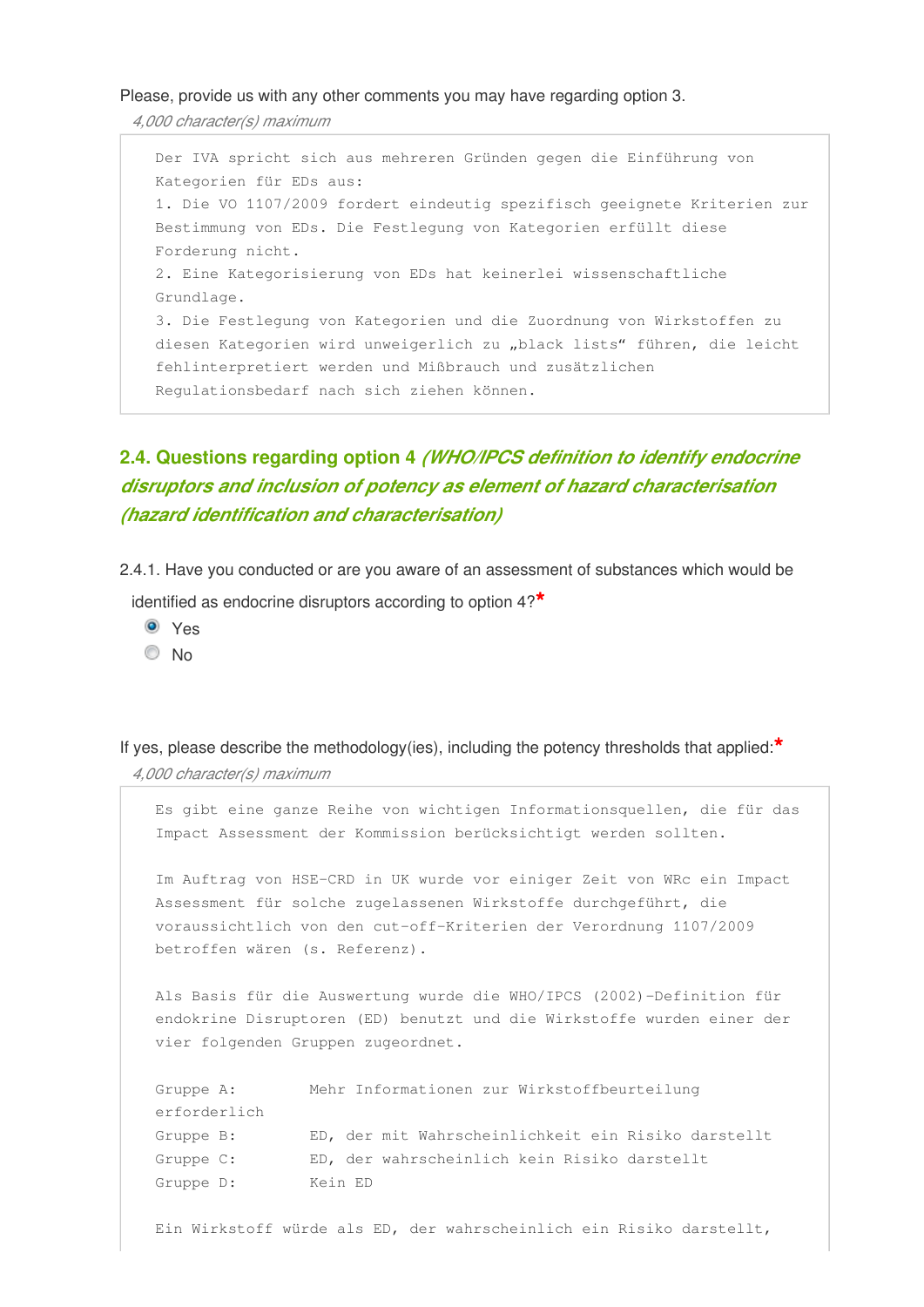Please, provide us with any other comments you may have regarding option 3.

*4,000 character(s) maximum*

```
Der IVA spricht sich aus mehreren Gründen gegen die Einführung von
Kategorien für EDs aus:
1. Die VO 1107/2009 fordert eindeutig spezifisch geeignete Kriterien zur
Bestimmung von EDs. Die Festlegung von Kategorien erfüllt diese
Forderung nicht.
2. Eine Kategorisierung von EDs hat keinerlei wissenschaftliche
Grundlage.
3. Die Festlegung von Kategorien und die Zuordnung von Wirkstoffen zu
diesen Kategorien wird unweigerlich zu „black lists" führen, die leicht
fehlinterpretiert werden und Mißbrauch und zusätzlichen
Regulationsbedarf nach sich ziehen können.
```

## 2.4. Questions regarding option 4 *(WHO/IPCS definition to identify endocrine disruptors and inclusion of potency as element of hazard characterisation (hazard identification and characterisation)*

2.4.1. Have you conducted or are you aware of an assessment of substances which would be identified as endocrine disruptors according to option 4?*

- (x) Yes
- ( ) No

If yes, please describe the methodology(ies), including the potency thresholds that applied:*

*4,000 character(s) maximum*

```
Es gibt eine ganze Reihe von wichtigen Informationsquellen, die für das
Impact Assessment der Kommission berücksichtigt werden sollten.

Im Auftrag von HSE-CRD in UK wurde vor einiger Zeit von WRc ein Impact
Assessment für solche zugelassenen Wirkstoffe durchgeführt, die
voraussichtlich von den cut-off-Kriterien der Verordnung 1107/2009
betroffen wären (s. Referenz).

Als Basis für die Auswertung wurde die WHO/IPCS (2002)-Definition für
endokrine Disruptoren (ED) benutzt und die Wirkstoffe wurden einer der
vier folgenden Gruppen zugeordnet.

Gruppe A:       Mehr Informationen zur Wirkstoffbeurteilung
erforderlich
Gruppe B:       ED, der mit Wahrscheinlichkeit ein Risiko darstellt
Gruppe C:       ED, der wahrscheinlich kein Risiko darstellt
Gruppe D:       Kein ED

Ein Wirkstoff würde als ED, der wahrscheinlich ein Risiko darstellt,
```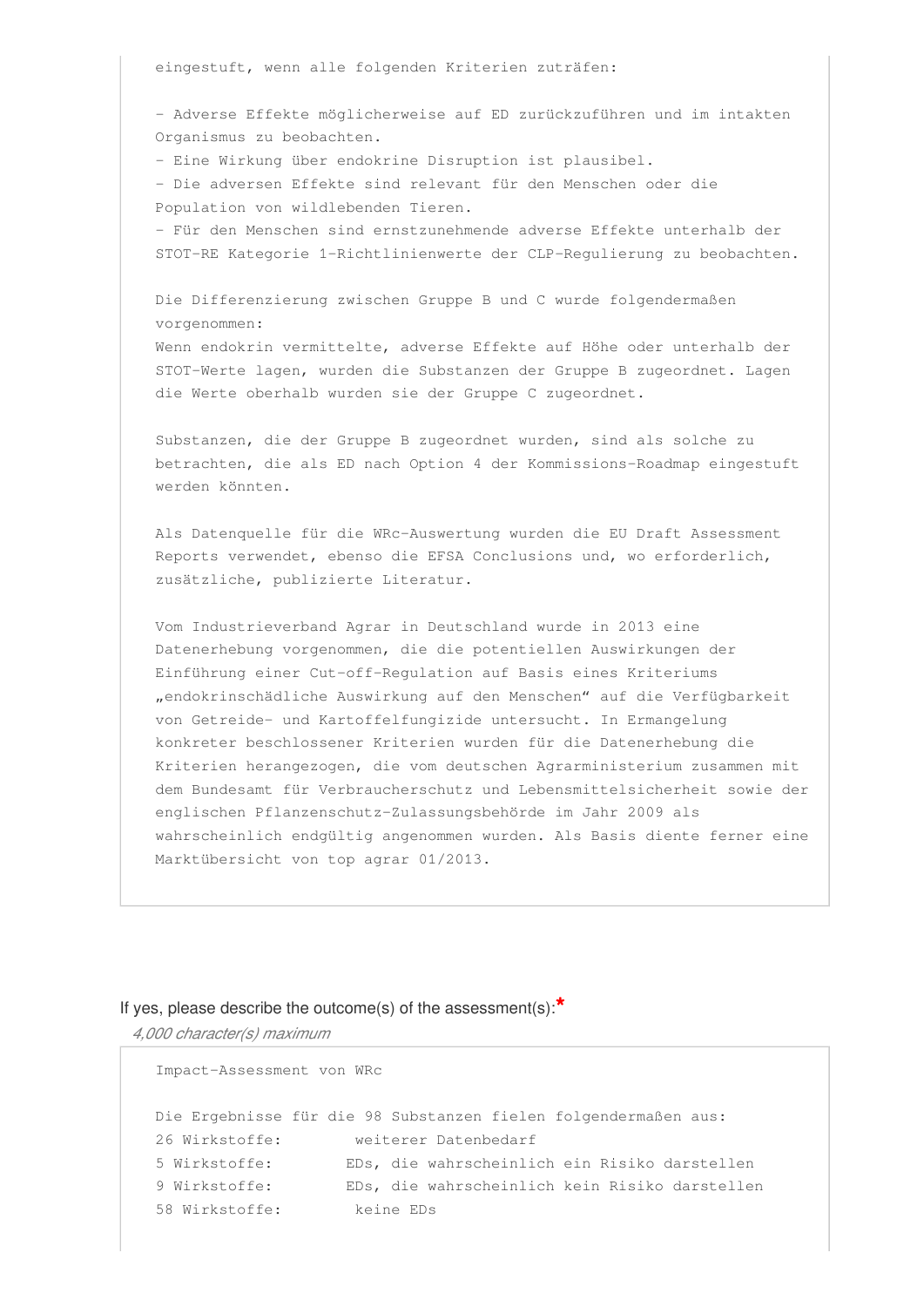eingestuft, wenn alle folgenden Kriterien zuträfen:

- Adverse Effekte möglicherweise auf ED zurückzuführen und im intakten Organismus zu beobachten.
- Eine Wirkung über endokrine Disruption ist plausibel.
- Die adversen Effekte sind relevant für den Menschen oder die Population von wildlebenden Tieren.
- Für den Menschen sind ernstzunehmende adverse Effekte unterhalb der STOT-RE Kategorie 1-Richtlinienwerte der CLP-Regulierung zu beobachten.

Die Differenzierung zwischen Gruppe B und C wurde folgendermaßen vorgenommen:
Wenn endokrin vermittelte, adverse Effekte auf Höhe oder unterhalb der STOT-Werte lagen, wurden die Substanzen der Gruppe B zugeordnet. Lagen die Werte oberhalb wurden sie der Gruppe C zugeordnet.

Substanzen, die der Gruppe B zugeordnet wurden, sind als solche zu betrachten, die als ED nach Option 4 der Kommissions-Roadmap eingestuft werden könnten.

Als Datenquelle für die WRc-Auswertung wurden die EU Draft Assessment Reports verwendet, ebenso die EFSA Conclusions und, wo erforderlich, zusätzliche, publizierte Literatur.

Vom Industrieverband Agrar in Deutschland wurde in 2013 eine Datenerhebung vorgenommen, die die potentiellen Auswirkungen der Einführung einer Cut-off-Regulation auf Basis eines Kriteriums „endokrinschädliche Auswirkung auf den Menschen" auf die Verfügbarkeit von Getreide- und Kartoffelfungizide untersucht. In Ermangelung konkreter beschlossener Kriterien wurden für die Datenerhebung die Kriterien herangezogen, die vom deutschen Agrarministerium zusammen mit dem Bundesamt für Verbraucherschutz und Lebensmittelsicherheit sowie der englischen Pflanzenschutz-Zulassungsbehörde im Jahr 2009 als wahrscheinlich endgültig angenommen wurden. Als Basis diente ferner eine Marktübersicht von top agrar 01/2013.

If yes, please describe the outcome(s) of the assessment(s):*

*4,000 character(s) maximum*

Impact-Assessment von WRc

Die Ergebnisse für die 98 Substanzen fielen folgendermaßen aus:

| | |
|---|---|
| 26 Wirkstoffe: | weiterer Datenbedarf |
| 5 Wirkstoffe: | EDs, die wahrscheinlich ein Risiko darstellen |
| 9 Wirkstoffe: | EDs, die wahrscheinlich kein Risiko darstellen |
| 58 Wirkstoffe: | keine EDs |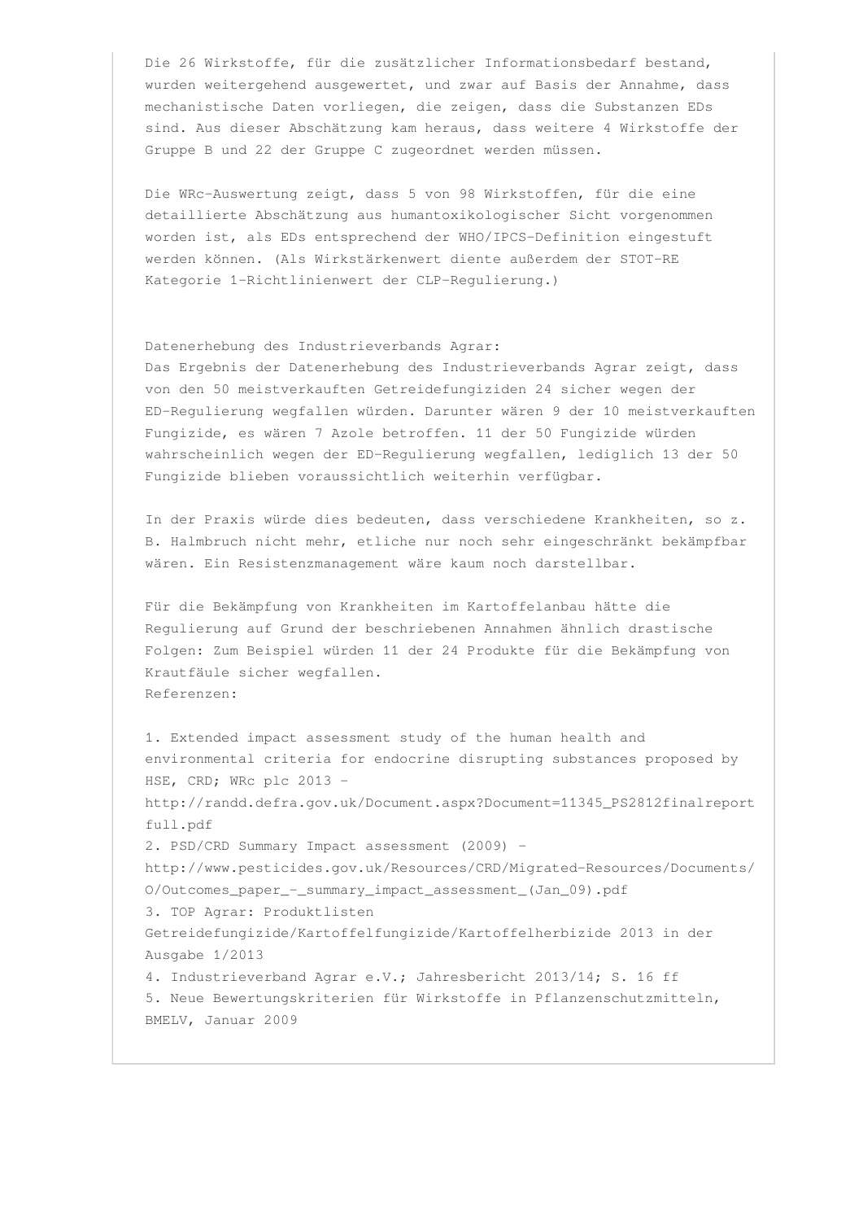Die 26 Wirkstoffe, für die zusätzlicher Informationsbedarf bestand, wurden weitergehend ausgewertet, und zwar auf Basis der Annahme, dass mechanistische Daten vorliegen, die zeigen, dass die Substanzen EDs sind. Aus dieser Abschätzung kam heraus, dass weitere 4 Wirkstoffe der Gruppe B und 22 der Gruppe C zugeordnet werden müssen.

Die WRc-Auswertung zeigt, dass 5 von 98 Wirkstoffen, für die eine detaillierte Abschätzung aus humantoxikologischer Sicht vorgenommen worden ist, als EDs entsprechend der WHO/IPCS-Definition eingestuft werden können. (Als Wirkstärkenwert diente außerdem der STOT-RE Kategorie 1-Richtlinienwert der CLP-Regulierung.)

Datenerhebung des Industrieverbands Agrar:
Das Ergebnis der Datenerhebung des Industrieverbands Agrar zeigt, dass von den 50 meistverkauften Getreidefungiziden 24 sicher wegen der ED-Regulierung wegfallen würden. Darunter wären 9 der 10 meistverkauften Fungizide, es wären 7 Azole betroffen. 11 der 50 Fungizide würden wahrscheinlich wegen der ED-Regulierung wegfallen, lediglich 13 der 50 Fungizide blieben voraussichtlich weiterhin verfügbar.

In der Praxis würde dies bedeuten, dass verschiedene Krankheiten, so z. B. Halmbruch nicht mehr, etliche nur noch sehr eingeschränkt bekämpfbar wären. Ein Resistenzmanagement wäre kaum noch darstellbar.

Für die Bekämpfung von Krankheiten im Kartoffelanbau hätte die Regulierung auf Grund der beschriebenen Annahmen ähnlich drastische Folgen: Zum Beispiel würden 11 der 24 Produkte für die Bekämpfung von Krautfäule sicher wegfallen.

Referenzen:

1. Extended impact assessment study of the human health and environmental criteria for endocrine disrupting substances proposed by HSE, CRD; WRc plc 2013 - http://randd.defra.gov.uk/Document.aspx?Document=11345_PS2812finalreportfull.pdf
2. PSD/CRD Summary Impact assessment (2009) - http://www.pesticides.gov.uk/Resources/CRD/Migrated-Resources/Documents/O/Outcomes_paper_-_summary_impact_assessment_(Jan_09).pdf
3. TOP Agrar: Produktlisten Getreidefungizide/Kartoffelfungizide/Kartoffelherbizide 2013 in der Ausgabe 1/2013
4. Industrieverband Agrar e.V.; Jahresbericht 2013/14; S. 16 ff
5. Neue Bewertungskriterien für Wirkstoffe in Pflanzenschutzmitteln, BMELV, Januar 2009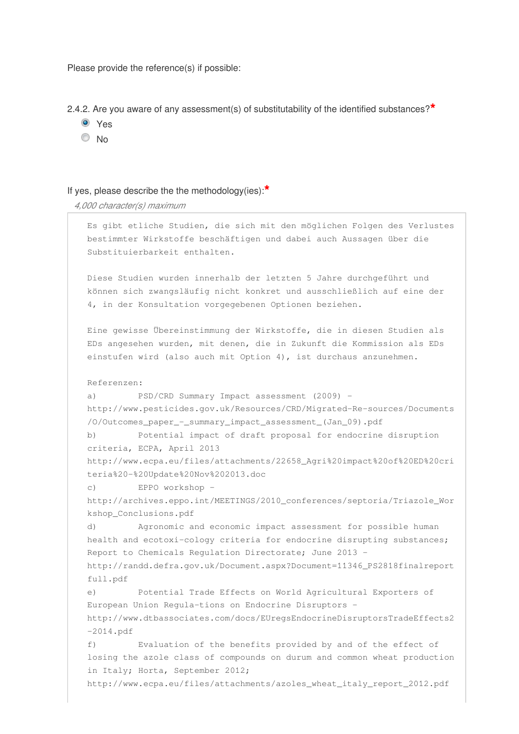Please provide the reference(s) if possible:

2.4.2. Are you aware of any assessment(s) of substitutability of the identified substances?*

- (x) Yes
- ( ) No

If yes, please describe the the methodology(ies):*

*4,000 character(s) maximum*

Es gibt etliche Studien, die sich mit den möglichen Folgen des Verlustes bestimmter Wirkstoffe beschäftigen und dabei auch Aussagen über die Substituierbarkeit enthalten.

Diese Studien wurden innerhalb der letzten 5 Jahre durchgeführt und können sich zwangsläufig nicht konkret und ausschließlich auf eine der 4, in der Konsultation vorgegebenen Optionen beziehen.

Eine gewisse Übereinstimmung der Wirkstoffe, die in diesen Studien als EDs angesehen wurden, mit denen, die in Zukunft die Kommission als EDs einstufen wird (also auch mit Option 4), ist durchaus anzunehmen.

Referenzen:

a) PSD/CRD Summary Impact assessment (2009) - http://www.pesticides.gov.uk/Resources/CRD/Migrated-Re-sources/Documents/O/Outcomes_paper_-_summary_impact_assessment_(Jan_09).pdf

b) Potential impact of draft proposal for endocrine disruption criteria, ECPA, April 2013 http://www.ecpa.eu/files/attachments/22658_Agri%20impact%20of%20ED%20criteria%20-%20Update%20Nov%202013.doc

c) EPPO workshop - http://archives.eppo.int/MEETINGS/2010_conferences/septoria/Triazole_Workshop_Conclusions.pdf

d) Agronomic and economic impact assessment for possible human health and ecotoxi-cology criteria for endocrine disrupting substances; Report to Chemicals Regulation Directorate; June 2013 - http://randd.defra.gov.uk/Document.aspx?Document=11346_PS2818finalreportfull.pdf

e) Potential Trade Effects on World Agricultural Exporters of European Union Regula-tions on Endocrine Disruptors - http://www.dtbassociates.com/docs/EUregsEndocrineDisruptorsTradeEffects2-2014.pdf

f) Evaluation of the benefits provided by and of the effect of losing the azole class of compounds on durum and common wheat production in Italy; Horta, September 2012; http://www.ecpa.eu/files/attachments/azoles_wheat_italy_report_2012.pdf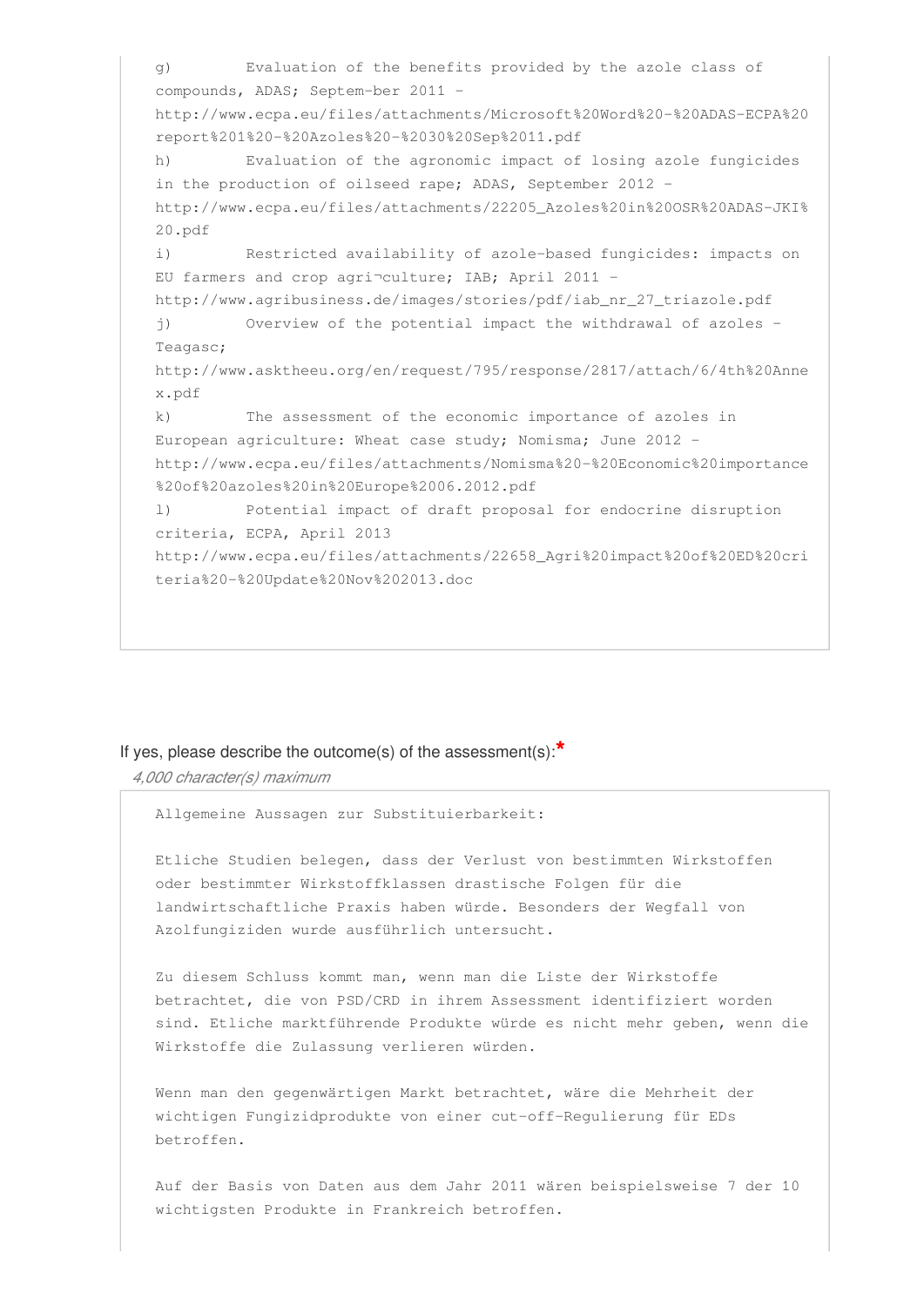g) Evaluation of the benefits provided by the azole class of compounds, ADAS; Septem-ber 2011 - http://www.ecpa.eu/files/attachments/Microsoft%20Word%20-%20ADAS-ECPA%20report%201%20-%20Azoles%20-%2030%20Sep%2011.pdf

h) Evaluation of the agronomic impact of losing azole fungicides in the production of oilseed rape; ADAS, September 2012 - http://www.ecpa.eu/files/attachments/22205_Azoles%20in%20OSR%20ADAS-JKI%20.pdf

i) Restricted availability of azole-based fungicides: impacts on EU farmers and crop agri¬culture; IAB; April 2011 - http://www.agribusiness.de/images/stories/pdf/iab_nr_27_triazole.pdf

j) Overview of the potential impact the withdrawal of azoles - Teagasc; http://www.asktheeu.org/en/request/795/response/2817/attach/6/4th%20Annex.pdf

k) The assessment of the economic importance of azoles in European agriculture: Wheat case study; Nomisma; June 2012 - http://www.ecpa.eu/files/attachments/Nomisma%20-%20Economic%20importance%20of%20azoles%20in%20Europe%2006.2012.pdf

l) Potential impact of draft proposal for endocrine disruption criteria, ECPA, April 2013 http://www.ecpa.eu/files/attachments/22658_Agri%20impact%20of%20ED%20criteria%20-%20Update%20Nov%202013.doc

If yes, please describe the outcome(s) of the assessment(s):*

*4,000 character(s) maximum*

Allgemeine Aussagen zur Substituierbarkeit:

Etliche Studien belegen, dass der Verlust von bestimmten Wirkstoffen oder bestimmter Wirkstoffklassen drastische Folgen für die landwirtschaftliche Praxis haben würde. Besonders der Wegfall von Azolfungiziden wurde ausführlich untersucht.

Zu diesem Schluss kommt man, wenn man die Liste der Wirkstoffe betrachtet, die von PSD/CRD in ihrem Assessment identifiziert worden sind. Etliche marktführende Produkte würde es nicht mehr geben, wenn die Wirkstoffe die Zulassung verlieren würden.

Wenn man den gegenwärtigen Markt betrachtet, wäre die Mehrheit der wichtigen Fungizidprodukte von einer cut-off-Regulierung für EDs betroffen.

Auf der Basis von Daten aus dem Jahr 2011 wären beispielsweise 7 der 10 wichtigsten Produkte in Frankreich betroffen.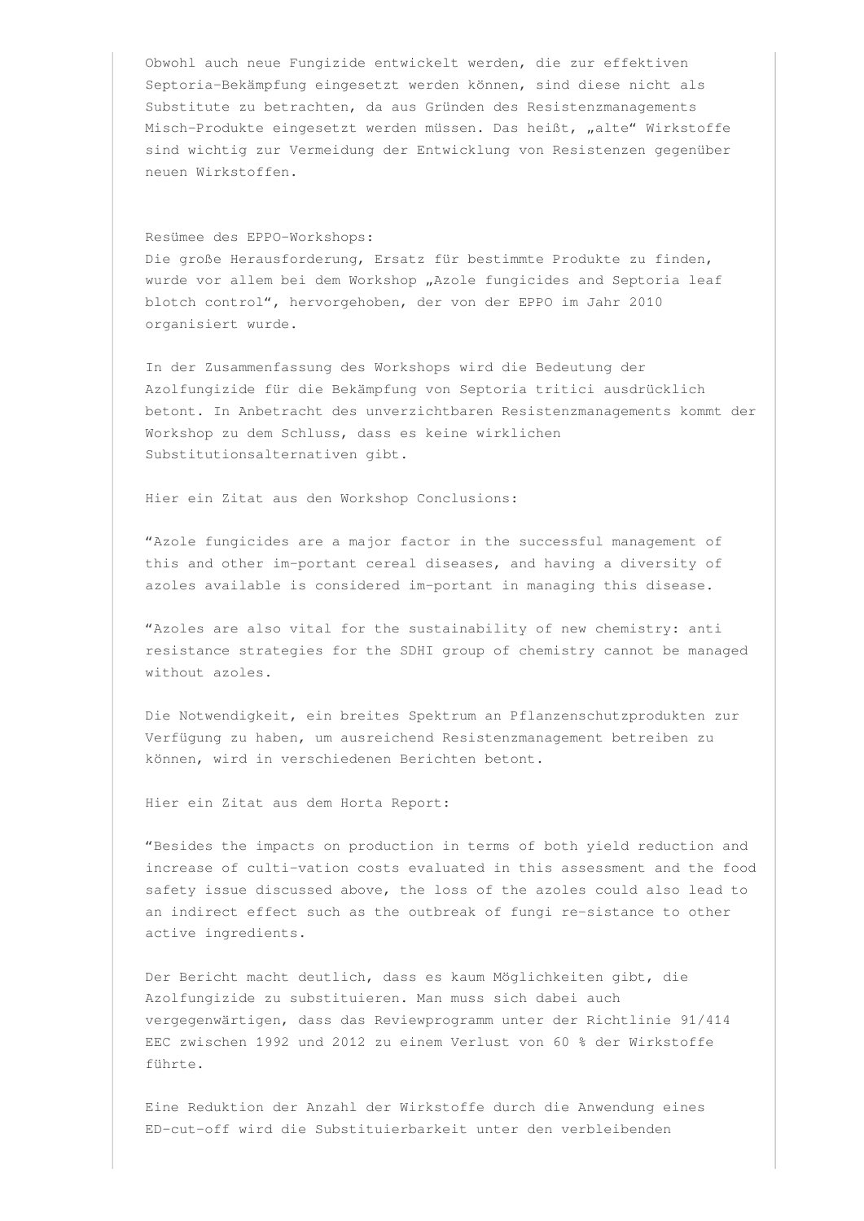Obwohl auch neue Fungizide entwickelt werden, die zur effektiven Septoria-Bekämpfung eingesetzt werden können, sind diese nicht als Substitute zu betrachten, da aus Gründen des Resistenzmanagements Misch-Produkte eingesetzt werden müssen. Das heißt, „alte" Wirkstoffe sind wichtig zur Vermeidung der Entwicklung von Resistenzen gegenüber neuen Wirkstoffen.

Resümee des EPPO-Workshops:
Die große Herausforderung, Ersatz für bestimmte Produkte zu finden, wurde vor allem bei dem Workshop „Azole fungicides and Septoria leaf blotch control", hervorgehoben, der von der EPPO im Jahr 2010 organisiert wurde.

In der Zusammenfassung des Workshops wird die Bedeutung der Azolfungizide für die Bekämpfung von Septoria tritici ausdrücklich betont. In Anbetracht des unverzichtbaren Resistenzmanagements kommt der Workshop zu dem Schluss, dass es keine wirklichen Substitutionsalternativen gibt.

Hier ein Zitat aus den Workshop Conclusions:

"Azole fungicides are a major factor in the successful management of this and other im-portant cereal diseases, and having a diversity of azoles available is considered im-portant in managing this disease.

"Azoles are also vital for the sustainability of new chemistry: anti resistance strategies for the SDHI group of chemistry cannot be managed without azoles.

Die Notwendigkeit, ein breites Spektrum an Pflanzenschutzprodukten zur Verfügung zu haben, um ausreichend Resistenzmanagement betreiben zu können, wird in verschiedenen Berichten betont.

Hier ein Zitat aus dem Horta Report:

"Besides the impacts on production in terms of both yield reduction and increase of culti-vation costs evaluated in this assessment and the food safety issue discussed above, the loss of the azoles could also lead to an indirect effect such as the outbreak of fungi re-sistance to other active ingredients.

Der Bericht macht deutlich, dass es kaum Möglichkeiten gibt, die Azolfungizide zu substituieren. Man muss sich dabei auch vergegenwärtigen, dass das Reviewprogramm unter der Richtlinie 91/414 EEC zwischen 1992 und 2012 zu einem Verlust von 60 % der Wirkstoffe führte.

Eine Reduktion der Anzahl der Wirkstoffe durch die Anwendung eines ED-cut-off wird die Substituierbarkeit unter den verbleibenden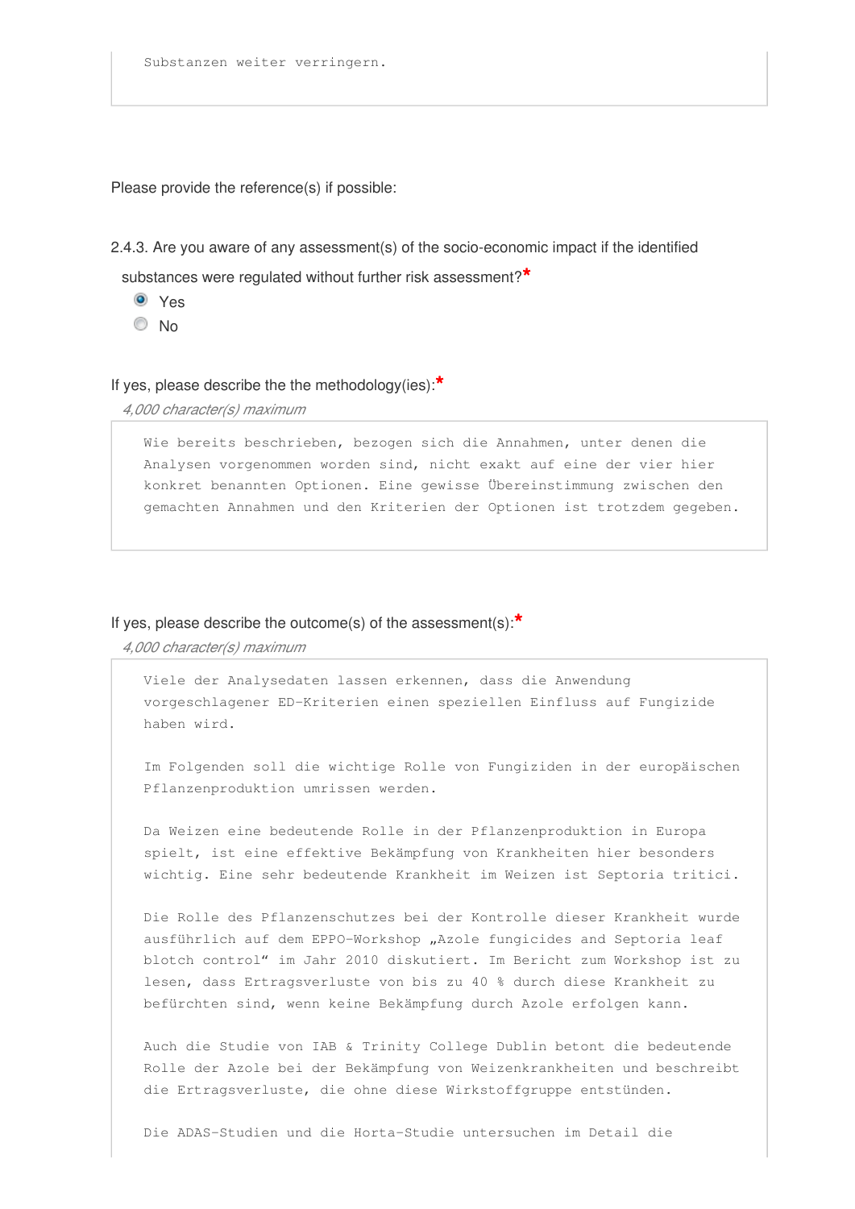Substanzen weiter verringern.

Please provide the reference(s) if possible:

2.4.3. Are you aware of any assessment(s) of the socio-economic impact if the identified substances were regulated without further risk assessment?*

- (•) Yes
- ( ) No

If yes, please describe the the methodology(ies):*

*4,000 character(s) maximum*

Wie bereits beschrieben, bezogen sich die Annahmen, unter denen die Analysen vorgenommen worden sind, nicht exakt auf eine der vier hier konkret benannten Optionen. Eine gewisse Übereinstimmung zwischen den gemachten Annahmen und den Kriterien der Optionen ist trotzdem gegeben.

If yes, please describe the outcome(s) of the assessment(s):*

*4,000 character(s) maximum*

Viele der Analysedaten lassen erkennen, dass die Anwendung vorgeschlagener ED-Kriterien einen speziellen Einfluss auf Fungizide haben wird.

Im Folgenden soll die wichtige Rolle von Fungiziden in der europäischen Pflanzenproduktion umrissen werden.

Da Weizen eine bedeutende Rolle in der Pflanzenproduktion in Europa spielt, ist eine effektive Bekämpfung von Krankheiten hier besonders wichtig. Eine sehr bedeutende Krankheit im Weizen ist Septoria tritici.

Die Rolle des Pflanzenschutzes bei der Kontrolle dieser Krankheit wurde ausführlich auf dem EPPO-Workshop „Azole fungicides and Septoria leaf blotch control" im Jahr 2010 diskutiert. Im Bericht zum Workshop ist zu lesen, dass Ertragsverluste von bis zu 40 % durch diese Krankheit zu befürchten sind, wenn keine Bekämpfung durch Azole erfolgen kann.

Auch die Studie von IAB & Trinity College Dublin betont die bedeutende Rolle der Azole bei der Bekämpfung von Weizenkrankheiten und beschreibt die Ertragsverluste, die ohne diese Wirkstoffgruppe entstünden.

Die ADAS-Studien und die Horta-Studie untersuchen im Detail die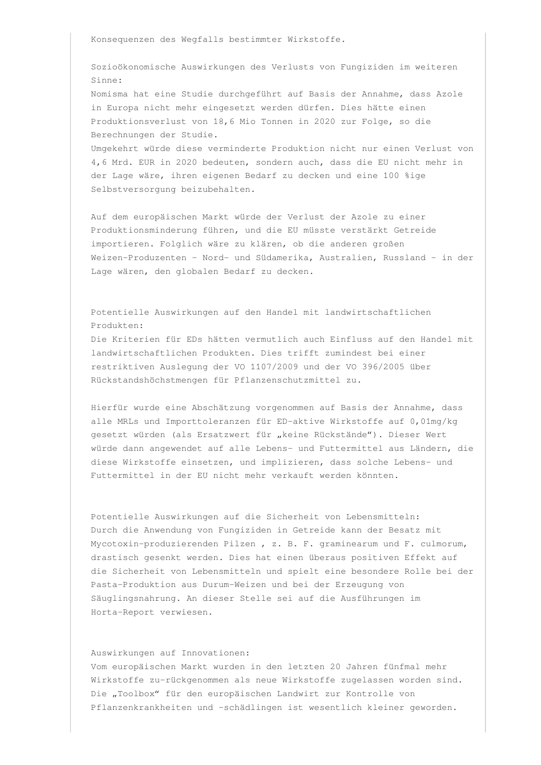Konsequenzen des Wegfalls bestimmter Wirkstoffe.

Sozioökonomische Auswirkungen des Verlusts von Fungiziden im weiteren Sinne:
Nomisma hat eine Studie durchgeführt auf Basis der Annahme, dass Azole in Europa nicht mehr eingesetzt werden dürfen. Dies hätte einen Produktionsverlust von 18,6 Mio Tonnen in 2020 zur Folge, so die Berechnungen der Studie.
Umgekehrt würde diese verminderte Produktion nicht nur einen Verlust von 4,6 Mrd. EUR in 2020 bedeuten, sondern auch, dass die EU nicht mehr in der Lage wäre, ihren eigenen Bedarf zu decken und eine 100 %ige Selbstversorgung beizubehalten.

Auf dem europäischen Markt würde der Verlust der Azole zu einer Produktionsminderung führen, und die EU müsste verstärkt Getreide importieren. Folglich wäre zu klären, ob die anderen großen Weizen-Produzenten – Nord- und Südamerika, Australien, Russland – in der Lage wären, den globalen Bedarf zu decken.

Potentielle Auswirkungen auf den Handel mit landwirtschaftlichen Produkten:
Die Kriterien für EDs hätten vermutlich auch Einfluss auf den Handel mit landwirtschaftlichen Produkten. Dies trifft zumindest bei einer restriktiven Auslegung der VO 1107/2009 und der VO 396/2005 über Rückstandshöchstmengen für Pflanzenschutzmittel zu.

Hierfür wurde eine Abschätzung vorgenommen auf Basis der Annahme, dass alle MRLs und Importtoleranzen für ED-aktive Wirkstoffe auf 0,01mg/kg gesetzt würden (als Ersatzwert für „keine Rückstände“). Dieser Wert würde dann angewendet auf alle Lebens- und Futtermittel aus Ländern, die diese Wirkstoffe einsetzen, und implizieren, dass solche Lebens- und Futtermittel in der EU nicht mehr verkauft werden könnten.

Potentielle Auswirkungen auf die Sicherheit von Lebensmitteln:
Durch die Anwendung von Fungiziden in Getreide kann der Besatz mit Mycotoxin-produzierenden Pilzen , z. B. F. graminearum und F. culmorum, drastisch gesenkt werden. Dies hat einen überaus positiven Effekt auf die Sicherheit von Lebensmitteln und spielt eine besondere Rolle bei der Pasta-Produktion aus Durum-Weizen und bei der Erzeugung von Säuglingsnahrung. An dieser Stelle sei auf die Ausführungen im Horta-Report verwiesen.

Auswirkungen auf Innovationen:
Vom europäischen Markt wurden in den letzten 20 Jahren fünfmal mehr Wirkstoffe zu-rückgenommen als neue Wirkstoffe zugelassen worden sind. Die „Toolbox“ für den europäischen Landwirt zur Kontrolle von Pflanzenkrankheiten und -schädlingen ist wesentlich kleiner geworden.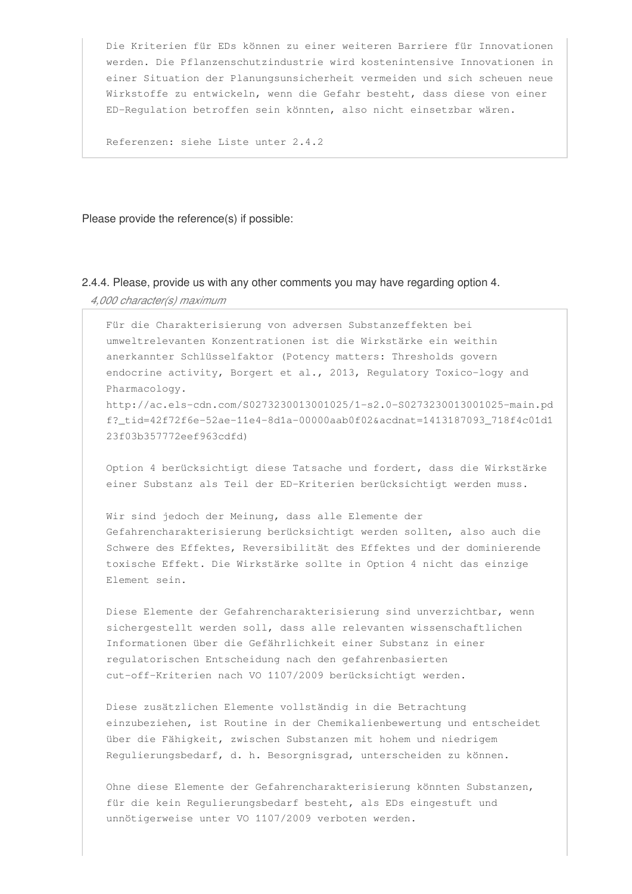Die Kriterien für EDs können zu einer weiteren Barriere für Innovationen werden. Die Pflanzenschutzindustrie wird kostenintensive Innovationen in einer Situation der Planungsunsicherheit vermeiden und sich scheuen neue Wirkstoffe zu entwickeln, wenn die Gefahr besteht, dass diese von einer ED-Regulation betroffen sein könnten, also nicht einsetzbar wären.

Referenzen: siehe Liste unter 2.4.2

Please provide the reference(s) if possible:

2.4.4. Please, provide us with any other comments you may have regarding option 4.

*4,000 character(s) maximum*

Für die Charakterisierung von adversen Substanzeffekten bei umweltrelevanten Konzentrationen ist die Wirkstärke ein weithin anerkannter Schlüsselfaktor (Potency matters: Thresholds govern endocrine activity, Borgert et al., 2013, Regulatory Toxico-logy and Pharmacology.
http://ac.els-cdn.com/S0273230013001025/1-s2.0-S0273230013001025-main.pdf?_tid=42f72f6e-52ae-11e4-8d1a-00000aab0f02&acdnat=1413187093_718f4c01d123f03b357772eef963cdfd)

Option 4 berücksichtigt diese Tatsache und fordert, dass die Wirkstärke einer Substanz als Teil der ED-Kriterien berücksichtigt werden muss.

Wir sind jedoch der Meinung, dass alle Elemente der Gefahrencharakterisierung berücksichtigt werden sollten, also auch die Schwere des Effektes, Reversibilität des Effektes und der dominierende toxische Effekt. Die Wirkstärke sollte in Option 4 nicht das einzige Element sein.

Diese Elemente der Gefahrencharakterisierung sind unverzichtbar, wenn sichergestellt werden soll, dass alle relevanten wissenschaftlichen Informationen über die Gefährlichkeit einer Substanz in einer regulatorischen Entscheidung nach den gefahrenbasierten cut-off-Kriterien nach VO 1107/2009 berücksichtigt werden.

Diese zusätzlichen Elemente vollständig in die Betrachtung einzubeziehen, ist Routine in der Chemikalienbewertung und entscheidet über die Fähigkeit, zwischen Substanzen mit hohem und niedrigem Regulierungsbedarf, d. h. Besorgnisgrad, unterscheiden zu können.

Ohne diese Elemente der Gefahrencharakterisierung könnten Substanzen, für die kein Regulierungsbedarf besteht, als EDs eingestuft und unnötigerweise unter VO 1107/2009 verboten werden.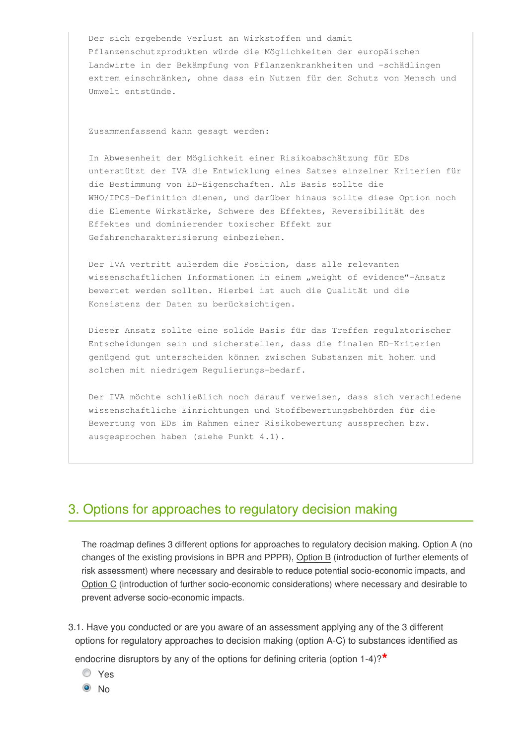Der sich ergebende Verlust an Wirkstoffen und damit Pflanzenschutzprodukten würde die Möglichkeiten der europäischen Landwirte in der Bekämpfung von Pflanzenkrankheiten und -schädlingen extrem einschränken, ohne dass ein Nutzen für den Schutz von Mensch und Umwelt entstünde.

Zusammenfassend kann gesagt werden:

In Abwesenheit der Möglichkeit einer Risikoabschätzung für EDs unterstützt der IVA die Entwicklung eines Satzes einzelner Kriterien für die Bestimmung von ED-Eigenschaften. Als Basis sollte die WHO/IPCS-Definition dienen, und darüber hinaus sollte diese Option noch die Elemente Wirkstärke, Schwere des Effektes, Reversibilität des Effektes und dominierender toxischer Effekt zur Gefahrencharakterisierung einbeziehen.

Der IVA vertritt außerdem die Position, dass alle relevanten wissenschaftlichen Informationen in einem „weight of evidence"-Ansatz bewertet werden sollten. Hierbei ist auch die Qualität und die Konsistenz der Daten zu berücksichtigen.

Dieser Ansatz sollte eine solide Basis für das Treffen regulatorischer Entscheidungen sein und sicherstellen, dass die finalen ED-Kriterien genügend gut unterscheiden können zwischen Substanzen mit hohem und solchen mit niedrigem Regulierungs-bedarf.

Der IVA möchte schließlich noch darauf verweisen, dass sich verschiedene wissenschaftliche Einrichtungen und Stoffbewertungsbehörden für die Bewertung von EDs im Rahmen einer Risikobewertung aussprechen bzw. ausgesprochen haben (siehe Punkt 4.1).

## 3. Options for approaches to regulatory decision making

The roadmap defines 3 different options for approaches to regulatory decision making. Option A (no changes of the existing provisions in BPR and PPPR), Option B (introduction of further elements of risk assessment) where necessary and desirable to reduce potential socio-economic impacts, and Option C (introduction of further socio-economic considerations) where necessary and desirable to prevent adverse socio-economic impacts.

3.1. Have you conducted or are you aware of an assessment applying any of the 3 different options for regulatory approaches to decision making (option A-C) to substances identified as endocrine disruptors by any of the options for defining criteria (option 1-4)?*

- ○ Yes
- ◉ No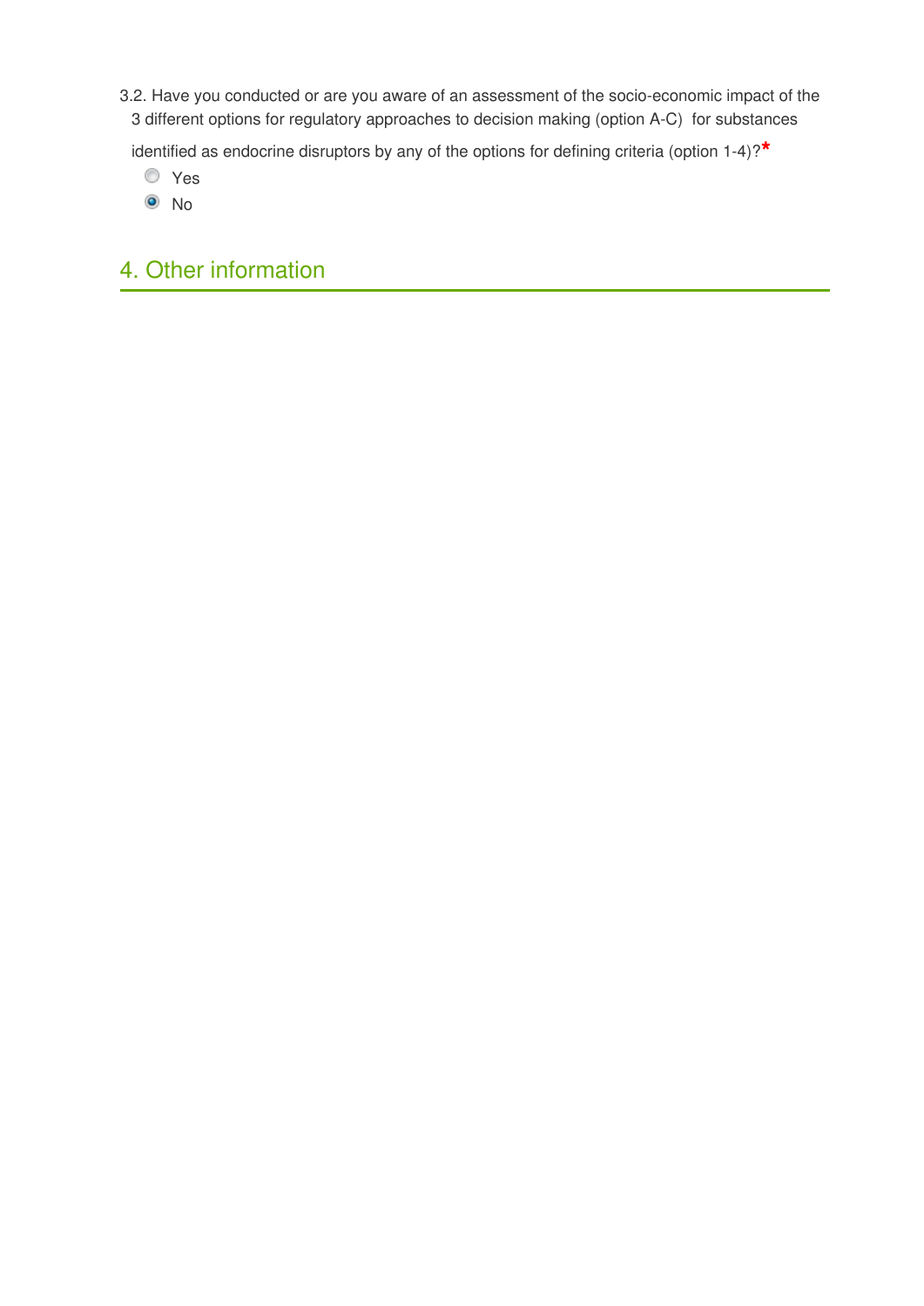3.2. Have you conducted or are you aware of an assessment of the socio-economic impact of the 3 different options for regulatory approaches to decision making (option A-C) for substances identified as endocrine disruptors by any of the options for defining criteria (option 1-4)?*

- ○ Yes
- ◉ No

## 4. Other information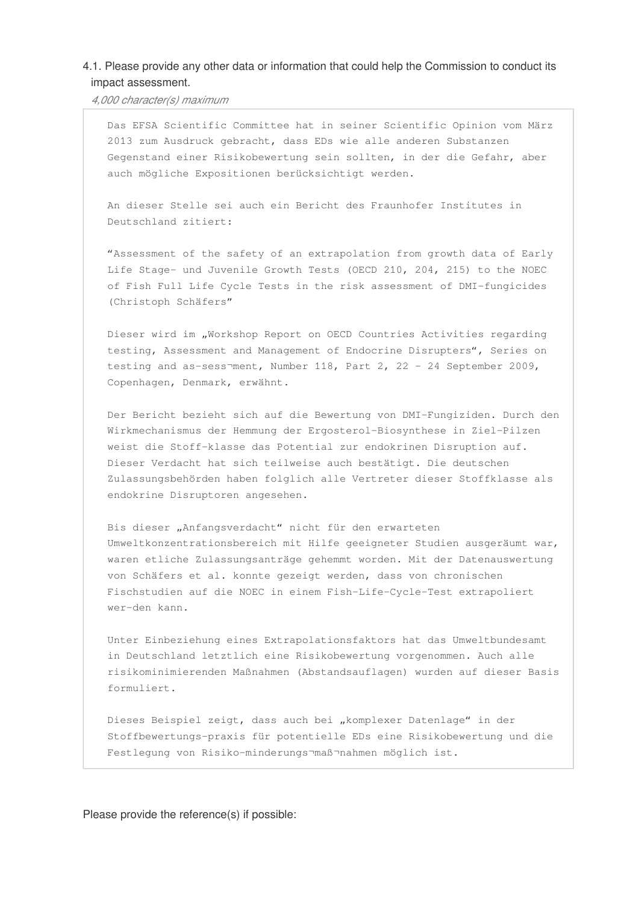4.1. Please provide any other data or information that could help the Commission to conduct its impact assessment.

*4,000 character(s) maximum*

Das EFSA Scientific Committee hat in seiner Scientific Opinion vom März 2013 zum Ausdruck gebracht, dass EDs wie alle anderen Substanzen Gegenstand einer Risikobewertung sein sollten, in der die Gefahr, aber auch mögliche Expositionen berücksichtigt werden.

An dieser Stelle sei auch ein Bericht des Fraunhofer Institutes in Deutschland zitiert:

"Assessment of the safety of an extrapolation from growth data of Early Life Stage- und Juvenile Growth Tests (OECD 210, 204, 215) to the NOEC of Fish Full Life Cycle Tests in the risk assessment of DMI-fungicides (Christoph Schäfers"

Dieser wird im „Workshop Report on OECD Countries Activities regarding testing, Assessment and Management of Endocrine Disrupters", Series on testing and as-sess¬ment, Number 118, Part 2, 22 - 24 September 2009, Copenhagen, Denmark, erwähnt.

Der Bericht bezieht sich auf die Bewertung von DMI-Fungiziden. Durch den Wirkmechanismus der Hemmung der Ergosterol-Biosynthese in Ziel-Pilzen weist die Stoff-klasse das Potential zur endokrinen Disruption auf. Dieser Verdacht hat sich teilweise auch bestätigt. Die deutschen Zulassungsbehörden haben folglich alle Vertreter dieser Stoffklasse als endokrine Disruptoren angesehen.

Bis dieser „Anfangsverdacht" nicht für den erwarteten Umweltkonzentrationsbereich mit Hilfe geeigneter Studien ausgeräumt war, waren etliche Zulassungsanträge gehemmt worden. Mit der Datenauswertung von Schäfers et al. konnte gezeigt werden, dass von chronischen Fischstudien auf die NOEC in einem Fish-Life-Cycle-Test extrapoliert wer-den kann.

Unter Einbeziehung eines Extrapolationsfaktors hat das Umweltbundesamt in Deutschland letztlich eine Risikobewertung vorgenommen. Auch alle risikominimierenden Maßnahmen (Abstandsauflagen) wurden auf dieser Basis formuliert.

Dieses Beispiel zeigt, dass auch bei „komplexer Datenlage" in der Stoffbewertungs-praxis für potentielle EDs eine Risikobewertung und die Festlegung von Risiko-minderungs¬maß¬nahmen möglich ist.

Please provide the reference(s) if possible: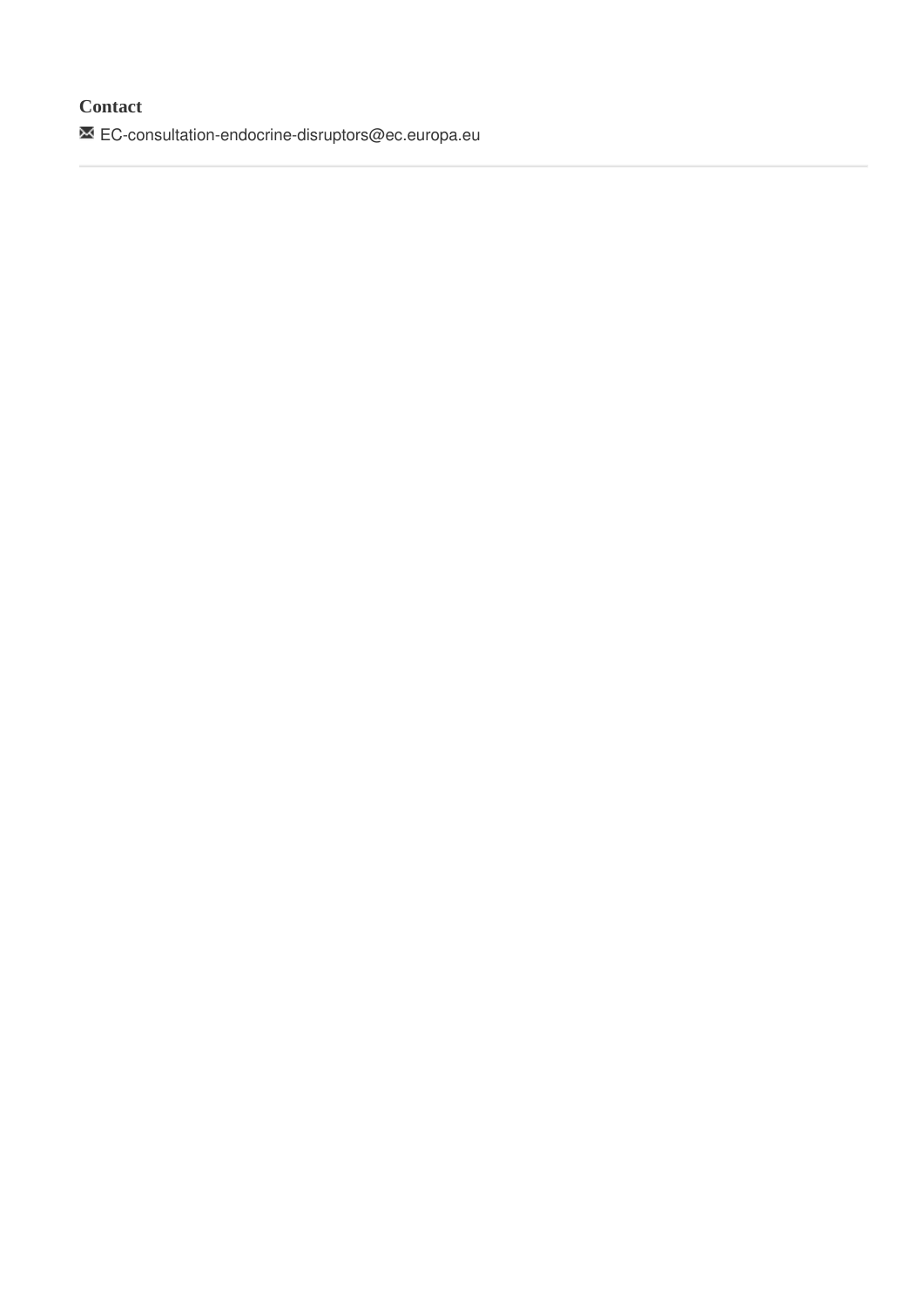## Contact

✉ EC-consultation-endocrine-disruptors@ec.europa.eu

---